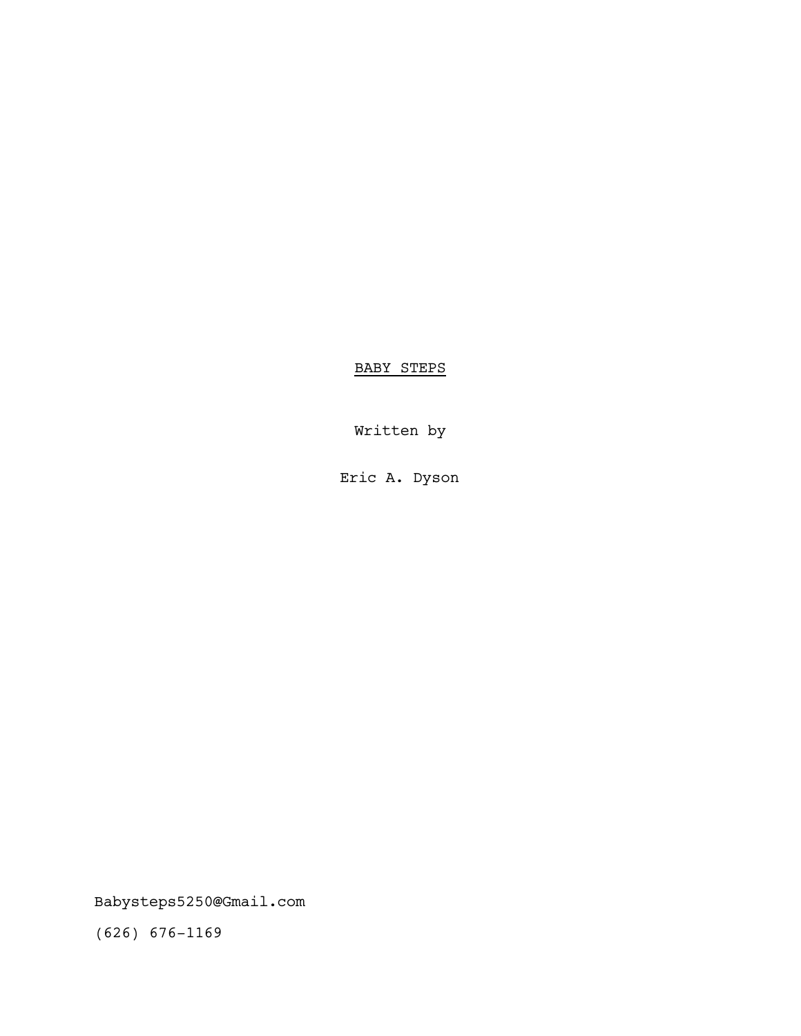# <u>BABY STEPS</u>

Written by

Eric A. Dyson

Babysteps5250@Gmail.com

(626) 676-1169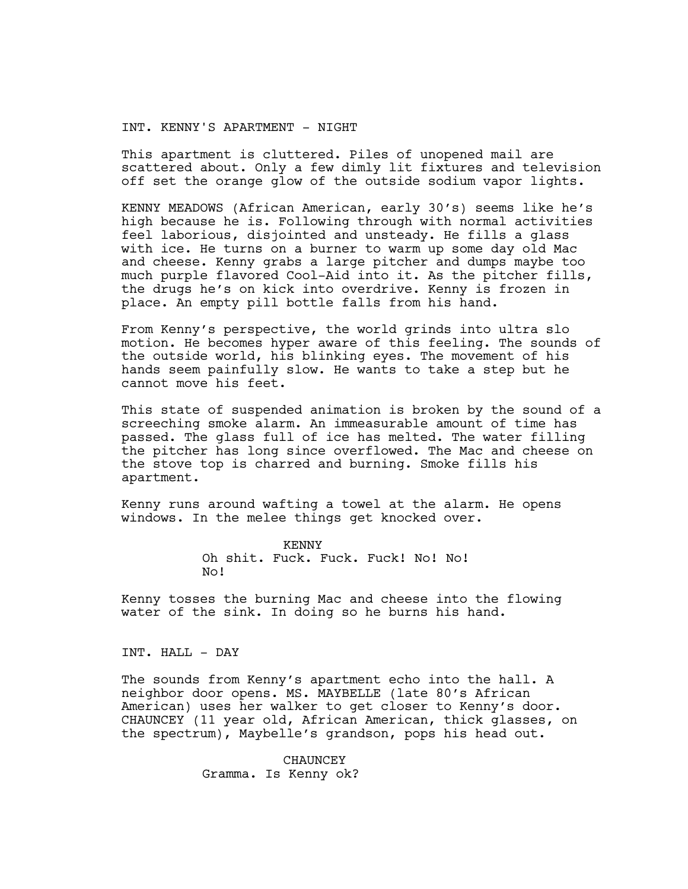INT. KENNY'S APARTMENT - NIGHT

This apartment is cluttered. Piles of unopened mail are scattered about. Only a few dimly lit fixtures and television off set the orange glow of the outside sodium vapor lights.

KENNY MEADOWS (African American, early 30's) seems like he's high because he is. Following through with normal activities feel laborious, disjointed and unsteady. He fills a glass with ice. He turns on a burner to warm up some day old Mac and cheese. Kenny grabs a large pitcher and dumps maybe too much purple flavored Cool-Aid into it. As the pitcher fills, the drugs he's on kick into overdrive. Kenny is frozen in place. An empty pill bottle falls from his hand.

From Kenny's perspective, the world grinds into ultra slo motion. He becomes hyper aware of this feeling. The sounds of the outside world, his blinking eyes. The movement of his hands seem painfully slow. He wants to take a step but he cannot move his feet.

This state of suspended animation is broken by the sound of a screeching smoke alarm. An immeasurable amount of time has passed. The glass full of ice has melted. The water filling the pitcher has long since overflowed. The Mac and cheese on the stove top is charred and burning. Smoke fills his apartment.

Kenny runs around wafting a towel at the alarm. He opens windows. In the melee things get knocked over.

KENNY

Oh shit. Fuck. Fuck. Fuck! No! No! No!

Kenny tosses the burning Mac and cheese into the flowing water of the sink. In doing so he burns his hand.

INT. HALL - DAY

The sounds from Kenny's apartment echo into the hall. A neighbor door opens. MS. MAYBELLE (late 80's African American) uses her walker to get closer to Kenny's door. CHAUNCEY (11 year old, African American, thick glasses, on the spectrum), Maybelle's grandson, pops his head out.

CHAUNCEY

Gramma. Is Kenny ok?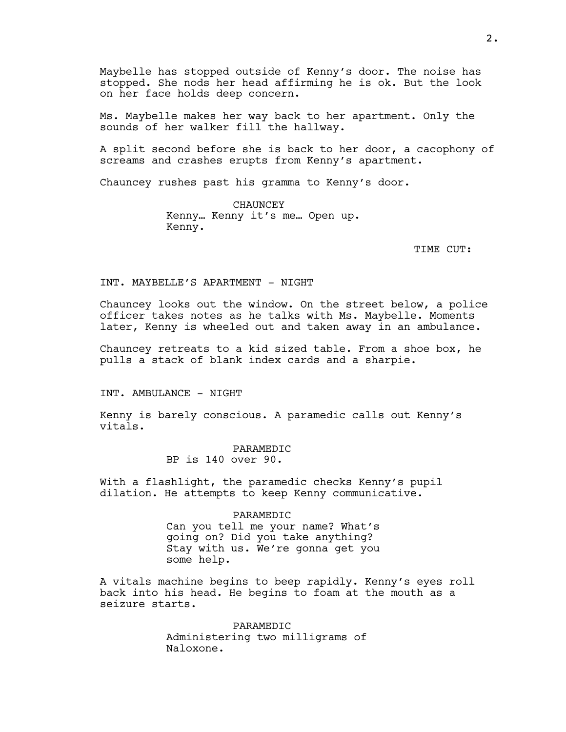Maybelle has stopped outside of Kenny's door. The noise has stopped. She nods her head affirming he is ok. But the look on her face holds deep concern.

Ms. Maybelle makes her way back to her apartment. Only the sounds of her walker fill the hallway.

A split second before she is back to her door, a cacophony of screams and crashes erupts from Kenny's apartment.

Chauncey rushes past his gramma to Kenny's door.

CHAUNCEY
Kenny… Kenny it's me… Open up. Kenny.

TIME CUT:

INT. MAYBELLE'S APARTMENT - NIGHT

Chauncey looks out the window. On the street below, a police officer takes notes as he talks with Ms. Maybelle. Moments later, Kenny is wheeled out and taken away in an ambulance.

Chauncey retreats to a kid sized table. From a shoe box, he pulls a stack of blank index cards and a sharpie.

INT. AMBULANCE - NIGHT

Kenny is barely conscious. A paramedic calls out Kenny's vitals.

PARAMEDIC
BP is 140 over 90.

With a flashlight, the paramedic checks Kenny's pupil dilation. He attempts to keep Kenny communicative.

PARAMEDIC
Can you tell me your name? What's going on? Did you take anything? Stay with us. We're gonna get you some help.

A vitals machine begins to beep rapidly. Kenny's eyes roll back into his head. He begins to foam at the mouth as a seizure starts.

PARAMEDIC
Administering two milligrams of Naloxone.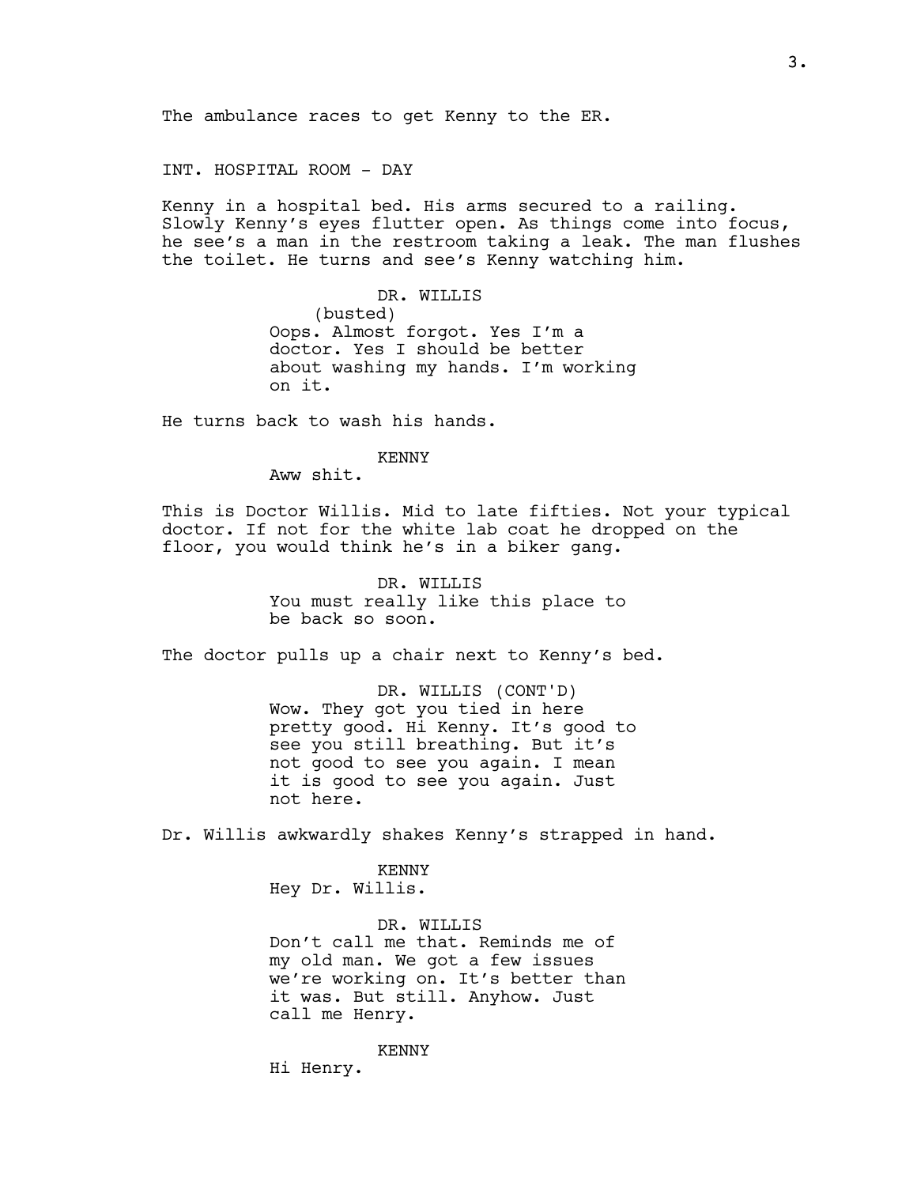The ambulance races to get Kenny to the ER.

INT. HOSPITAL ROOM - DAY

Kenny in a hospital bed. His arms secured to a railing. Slowly Kenny's eyes flutter open. As things come into focus, he see's a man in the restroom taking a leak. The man flushes the toilet. He turns and see's Kenny watching him.

DR. WILLIS
(busted)
Oops. Almost forgot. Yes I'm a doctor. Yes I should be better about washing my hands. I'm working on it.

He turns back to wash his hands.

KENNY
Aww shit.

This is Doctor Willis. Mid to late fifties. Not your typical doctor. If not for the white lab coat he dropped on the floor, you would think he's in a biker gang.

DR. WILLIS
You must really like this place to be back so soon.

The doctor pulls up a chair next to Kenny's bed.

DR. WILLIS (CONT'D)
Wow. They got you tied in here pretty good. Hi Kenny. It's good to see you still breathing. But it's not good to see you again. I mean it is good to see you again. Just not here.

Dr. Willis awkwardly shakes Kenny's strapped in hand.

KENNY
Hey Dr. Willis.

DR. WILLIS
Don't call me that. Reminds me of my old man. We got a few issues we're working on. It's better than it was. But still. Anyhow. Just call me Henry.

KENNY
Hi Henry.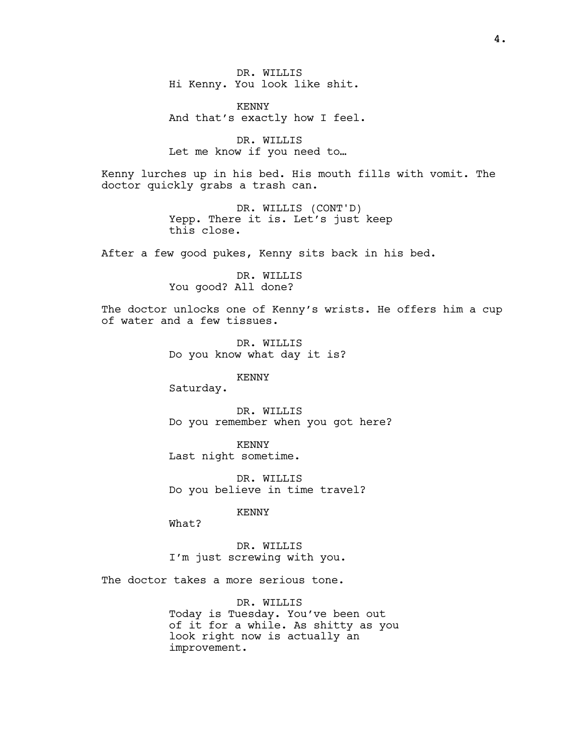DR. WILLIS
Hi Kenny. You look like shit.

KENNY
And that's exactly how I feel.

DR. WILLIS
Let me know if you need to…

Kenny lurches up in his bed. His mouth fills with vomit. The doctor quickly grabs a trash can.

DR. WILLIS (CONT'D)
Yepp. There it is. Let's just keep this close.

After a few good pukes, Kenny sits back in his bed.

DR. WILLIS
You good? All done?

The doctor unlocks one of Kenny's wrists. He offers him a cup of water and a few tissues.

DR. WILLIS
Do you know what day it is?

KENNY
Saturday.

DR. WILLIS
Do you remember when you got here?

KENNY
Last night sometime.

DR. WILLIS
Do you believe in time travel?

KENNY
What?

DR. WILLIS
I'm just screwing with you.

The doctor takes a more serious tone.

DR. WILLIS
Today is Tuesday. You've been out of it for a while. As shitty as you look right now is actually an improvement.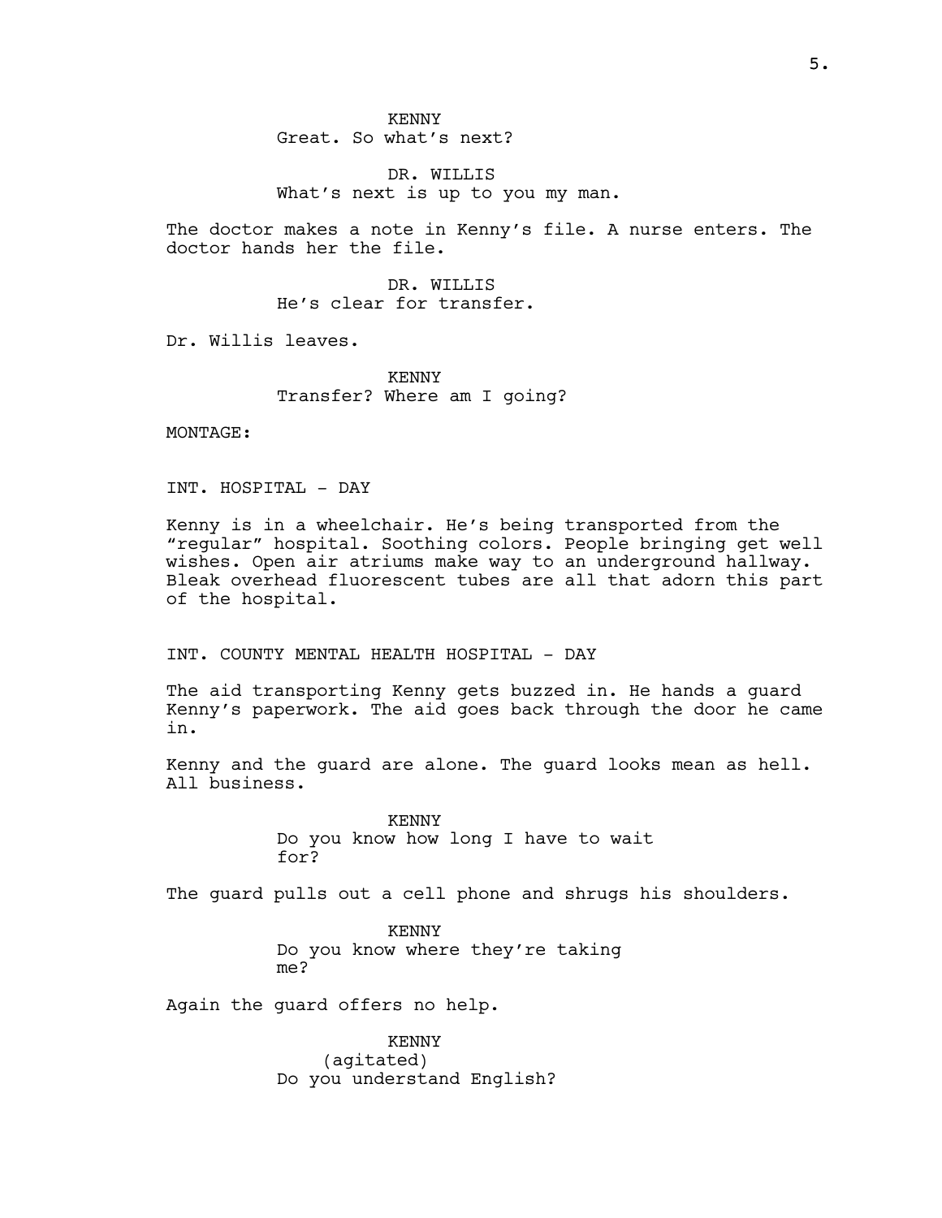KENNY
Great. So what's next?

DR. WILLIS
What's next is up to you my man.

The doctor makes a note in Kenny's file. A nurse enters. The doctor hands her the file.

DR. WILLIS
He's clear for transfer.

Dr. Willis leaves.

KENNY
Transfer? Where am I going?

MONTAGE:

INT. HOSPITAL - DAY

Kenny is in a wheelchair. He's being transported from the "regular" hospital. Soothing colors. People bringing get well wishes. Open air atriums make way to an underground hallway. Bleak overhead fluorescent tubes are all that adorn this part of the hospital.

INT. COUNTY MENTAL HEALTH HOSPITAL - DAY

The aid transporting Kenny gets buzzed in. He hands a guard Kenny's paperwork. The aid goes back through the door he came in.

Kenny and the guard are alone. The guard looks mean as hell. All business.

KENNY
Do you know how long I have to wait for?

The guard pulls out a cell phone and shrugs his shoulders.

KENNY
Do you know where they're taking me?

Again the guard offers no help.

KENNY
(agitated)
Do you understand English?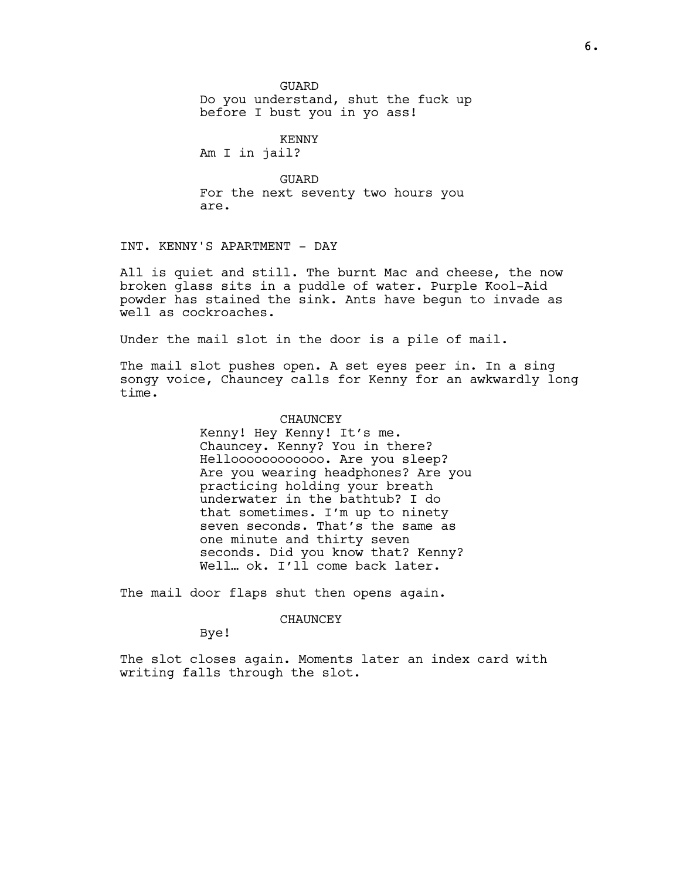GUARD
Do you understand, shut the fuck up before I bust you in yo ass!

KENNY
Am I in jail?

GUARD
For the next seventy two hours you are.

INT. KENNY'S APARTMENT - DAY

All is quiet and still. The burnt Mac and cheese, the now broken glass sits in a puddle of water. Purple Kool-Aid powder has stained the sink. Ants have begun to invade as well as cockroaches.

Under the mail slot in the door is a pile of mail.

The mail slot pushes open. A set eyes peer in. In a sing songy voice, Chauncey calls for Kenny for an awkwardly long time.

CHAUNCEY
Kenny! Hey Kenny! It's me. Chauncey. Kenny? You in there? Hellooooooooooooo. Are you sleep? Are you wearing headphones? Are you practicing holding your breath underwater in the bathtub? I do that sometimes. I'm up to ninety seven seconds. That's the same as one minute and thirty seven seconds. Did you know that? Kenny? Well… ok. I'll come back later.

The mail door flaps shut then opens again.

CHAUNCEY
Bye!

The slot closes again. Moments later an index card with writing falls through the slot.